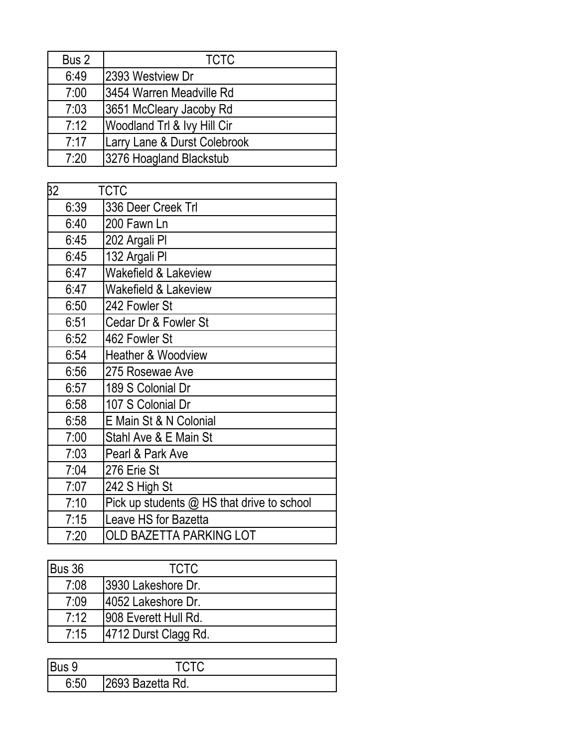| Bus 2 | TCTC |
|---|---|
| 6:49 | 2393 Westview Dr |
| 7:00 | 3454 Warren Meadville Rd |
| 7:03 | 3651 McCleary Jacoby Rd |
| 7:12 | Woodland Trl & Ivy Hill Cir |
| 7:17 | Larry Lane & Durst Colebrook |
| 7:20 | 3276 Hoagland Blackstub |

| 32 | TCTC |
|---|---|
| 6:39 | 336 Deer Creek Trl |
| 6:40 | 200 Fawn Ln |
| 6:45 | 202 Argali Pl |
| 6:45 | 132 Argali Pl |
| 6:47 | Wakefield & Lakeview |
| 6:47 | Wakefield & Lakeview |
| 6:50 | 242 Fowler St |
| 6:51 | Cedar Dr & Fowler St |
| 6:52 | 462 Fowler St |
| 6:54 | Heather & Woodview |
| 6:56 | 275 Rosewae Ave |
| 6:57 | 189 S Colonial Dr |
| 6:58 | 107 S Colonial Dr |
| 6:58 | E Main St & N Colonial |
| 7:00 | Stahl Ave & E Main St |
| 7:03 | Pearl & Park Ave |
| 7:04 | 276 Erie St |
| 7:07 | 242 S High St |
| 7:10 | Pick up students @ HS that drive to school |
| 7:15 | Leave HS for Bazetta |
| 7:20 | OLD BAZETTA PARKING LOT |

| Bus 36 | TCTC |
|---|---|
| 7:08 | 3930 Lakeshore Dr. |
| 7:09 | 4052 Lakeshore Dr. |
| 7:12 | 908 Everett Hull Rd. |
| 7:15 | 4712 Durst Clagg Rd. |

| Bus 9 | TCTC |
|---|---|
| 6:50 | 2693 Bazetta Rd. |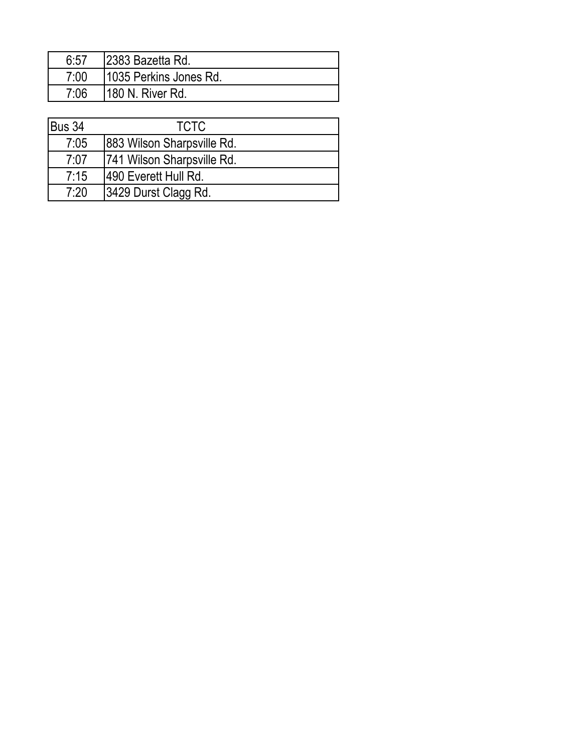| | |
|---|---|
| 6:57 | 2383 Bazetta Rd. |
| 7:00 | 1035 Perkins Jones Rd. |
| 7:06 | 180 N. River Rd. |

| Bus 34 | TCTC |
|---|---|
| 7:05 | 883 Wilson Sharpsville Rd. |
| 7:07 | 741 Wilson Sharpsville Rd. |
| 7:15 | 490 Everett Hull Rd. |
| 7:20 | 3429 Durst Clagg Rd. |